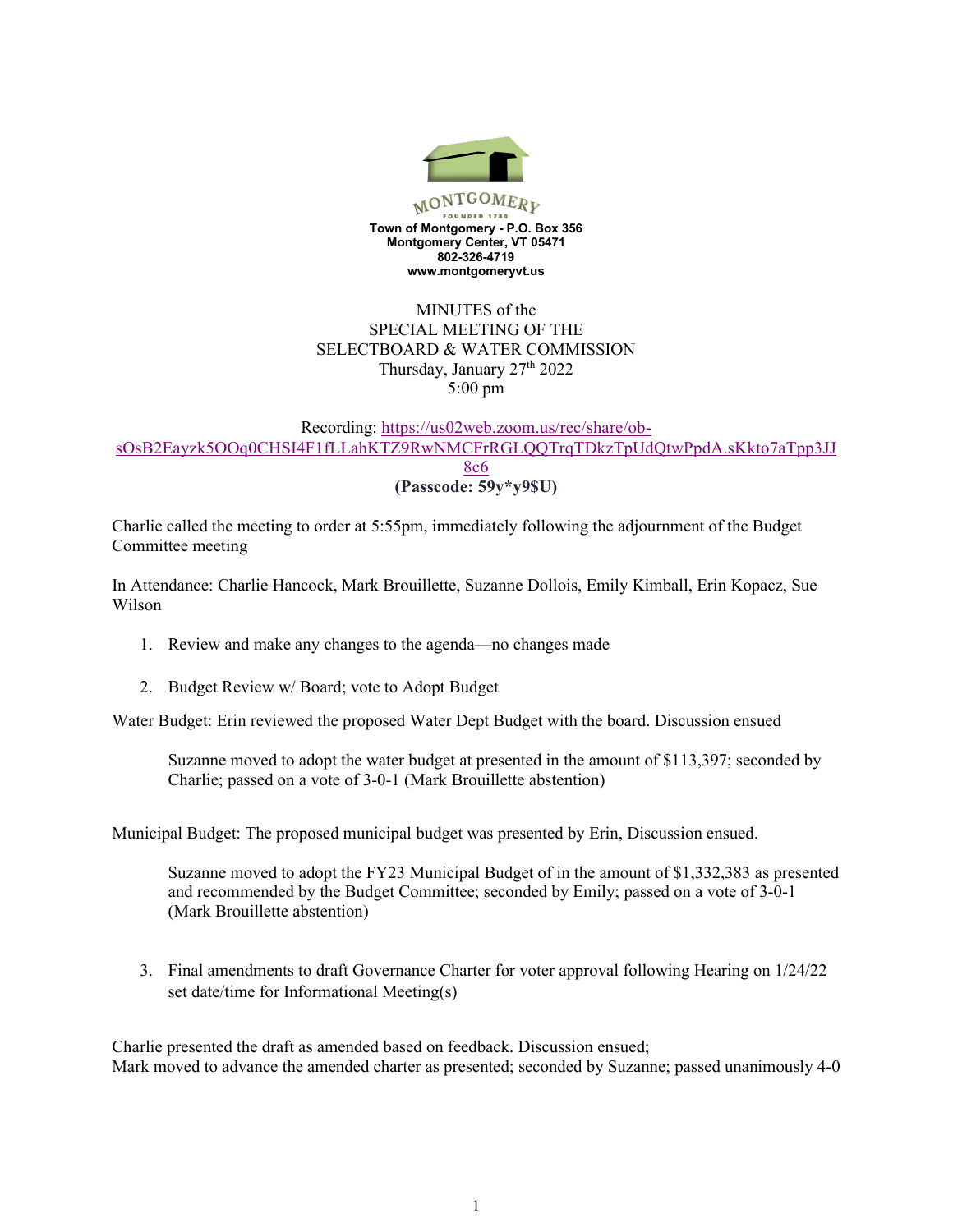MONTGOMERY

FOUNDED 1789

**Town of Montgomery - P.O. Box 356**
**Montgomery Center, VT 05471**
**802-326-4719**
**www.montgomeryvt.us**

MINUTES of the
SPECIAL MEETING OF THE
SELECTBOARD & WATER COMMISSION
Thursday, January 27th 2022
5:00 pm

Recording: [https://us02web.zoom.us/rec/share/ob-sOsB2Eayzk5OOq0CHSI4F1fLLahKTZ9RwNMCFrRGLQQTrqTDkzTpUdQtwPpdA.sKkto7aTpp3JJ8c6](https://us02web.zoom.us/rec/share/ob-sOsB2Eayzk5OOq0CHSI4F1fLLahKTZ9RwNMCFrRGLQQTrqTDkzTpUdQtwPpdA.sKkto7aTpp3JJ8c6)
**(Passcode: 59y*y9$U)**

Charlie called the meeting to order at 5:55pm, immediately following the adjournment of the Budget Committee meeting

In Attendance: Charlie Hancock, Mark Brouillette, Suzanne Dollois, Emily Kimball, Erin Kopacz, Sue Wilson

1. Review and make any changes to the agenda—no changes made

2. Budget Review w/ Board; vote to Adopt Budget

Water Budget: Erin reviewed the proposed Water Dept Budget with the board. Discussion ensued

> Suzanne moved to adopt the water budget at presented in the amount of $113,397; seconded by Charlie; passed on a vote of 3-0-1 (Mark Brouillette abstention)

Municipal Budget: The proposed municipal budget was presented by Erin, Discussion ensued.

> Suzanne moved to adopt the FY23 Municipal Budget of in the amount of $1,332,383 as presented and recommended by the Budget Committee; seconded by Emily; passed on a vote of 3-0-1 (Mark Brouillette abstention)

3. Final amendments to draft Governance Charter for voter approval following Hearing on 1/24/22 set date/time for Informational Meeting(s)

Charlie presented the draft as amended based on feedback. Discussion ensued;
Mark moved to advance the amended charter as presented; seconded by Suzanne; passed unanimously 4-0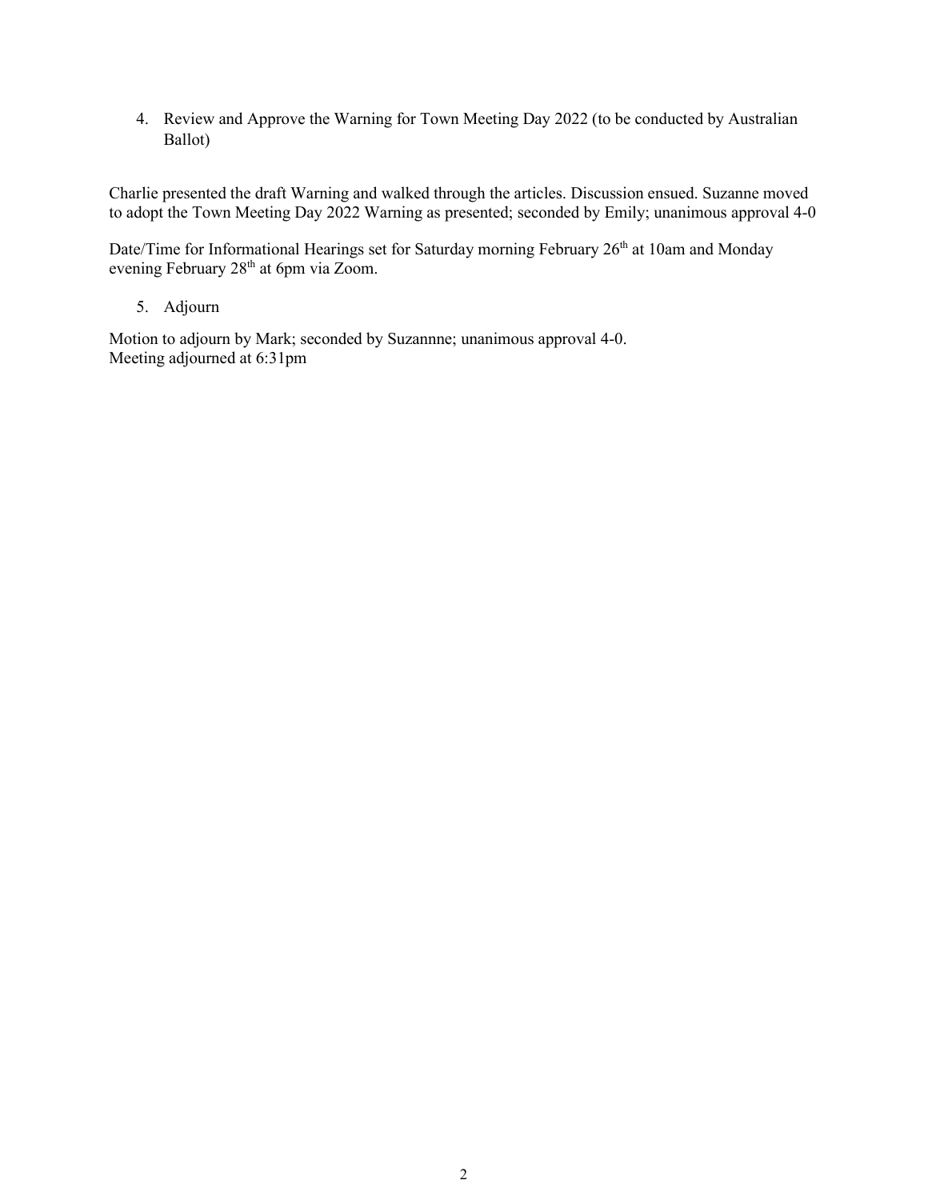4. Review and Approve the Warning for Town Meeting Day 2022 (to be conducted by Australian Ballot)

Charlie presented the draft Warning and walked through the articles. Discussion ensued. Suzanne moved to adopt the Town Meeting Day 2022 Warning as presented; seconded by Emily; unanimous approval 4-0

Date/Time for Informational Hearings set for Saturday morning February 26th at 10am and Monday evening February 28th at 6pm via Zoom.

5. Adjourn

Motion to adjourn by Mark; seconded by Suzannne; unanimous approval 4-0.
Meeting adjourned at 6:31pm